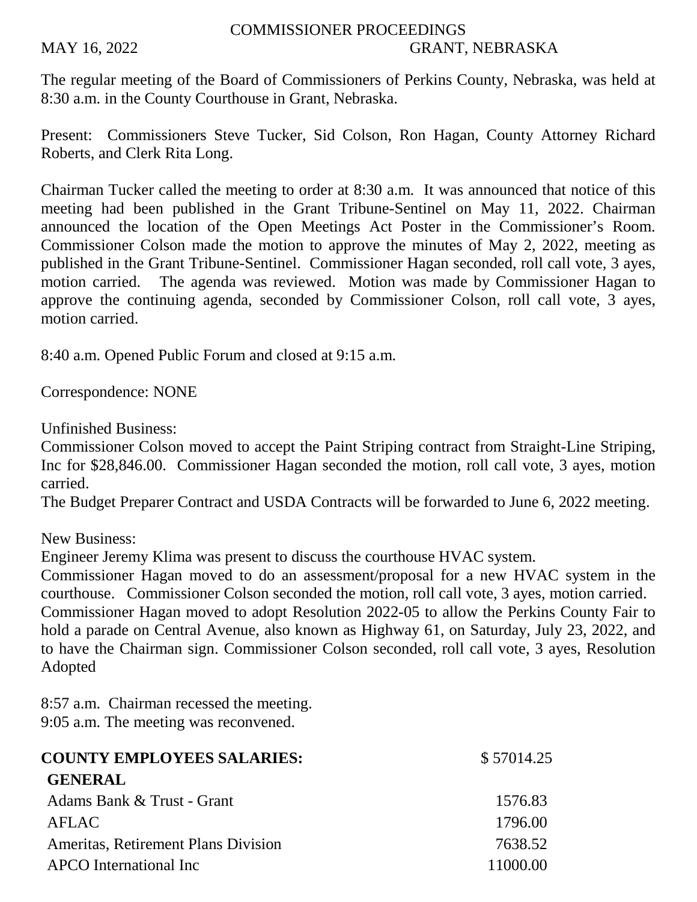# COMMISSIONER PROCEEDINGS

MAY 16, 2022 GRANT, NEBRASKA

The regular meeting of the Board of Commissioners of Perkins County, Nebraska, was held at 8:30 a.m. in the County Courthouse in Grant, Nebraska.

Present: Commissioners Steve Tucker, Sid Colson, Ron Hagan, County Attorney Richard Roberts, and Clerk Rita Long.

Chairman Tucker called the meeting to order at 8:30 a.m. It was announced that notice of this meeting had been published in the Grant Tribune-Sentinel on May 11, 2022. Chairman announced the location of the Open Meetings Act Poster in the Commissioner's Room. Commissioner Colson made the motion to approve the minutes of May 2, 2022, meeting as published in the Grant Tribune-Sentinel. Commissioner Hagan seconded, roll call vote, 3 ayes, motion carried. The agenda was reviewed. Motion was made by Commissioner Hagan to approve the continuing agenda, seconded by Commissioner Colson, roll call vote, 3 ayes, motion carried.

8:40 a.m. Opened Public Forum and closed at 9:15 a.m.

Correspondence: NONE

Unfinished Business:
Commissioner Colson moved to accept the Paint Striping contract from Straight-Line Striping, Inc for $28,846.00. Commissioner Hagan seconded the motion, roll call vote, 3 ayes, motion carried.
The Budget Preparer Contract and USDA Contracts will be forwarded to June 6, 2022 meeting.

New Business:
Engineer Jeremy Klima was present to discuss the courthouse HVAC system.
Commissioner Hagan moved to do an assessment/proposal for a new HVAC system in the courthouse. Commissioner Colson seconded the motion, roll call vote, 3 ayes, motion carried.
Commissioner Hagan moved to adopt Resolution 2022-05 to allow the Perkins County Fair to hold a parade on Central Avenue, also known as Highway 61, on Saturday, July 23, 2022, and to have the Chairman sign. Commissioner Colson seconded, roll call vote, 3 ayes, Resolution Adopted

8:57 a.m. Chairman recessed the meeting.
9:05 a.m. The meeting was reconvened.

| **COUNTY EMPLOYEES SALARIES:** | $ 57014.25 |
|---|---|
| **GENERAL** | |
| Adams Bank & Trust - Grant | 1576.83 |
| AFLAC | 1796.00 |
| Ameritas, Retirement Plans Division | 7638.52 |
| APCO International Inc | 11000.00 |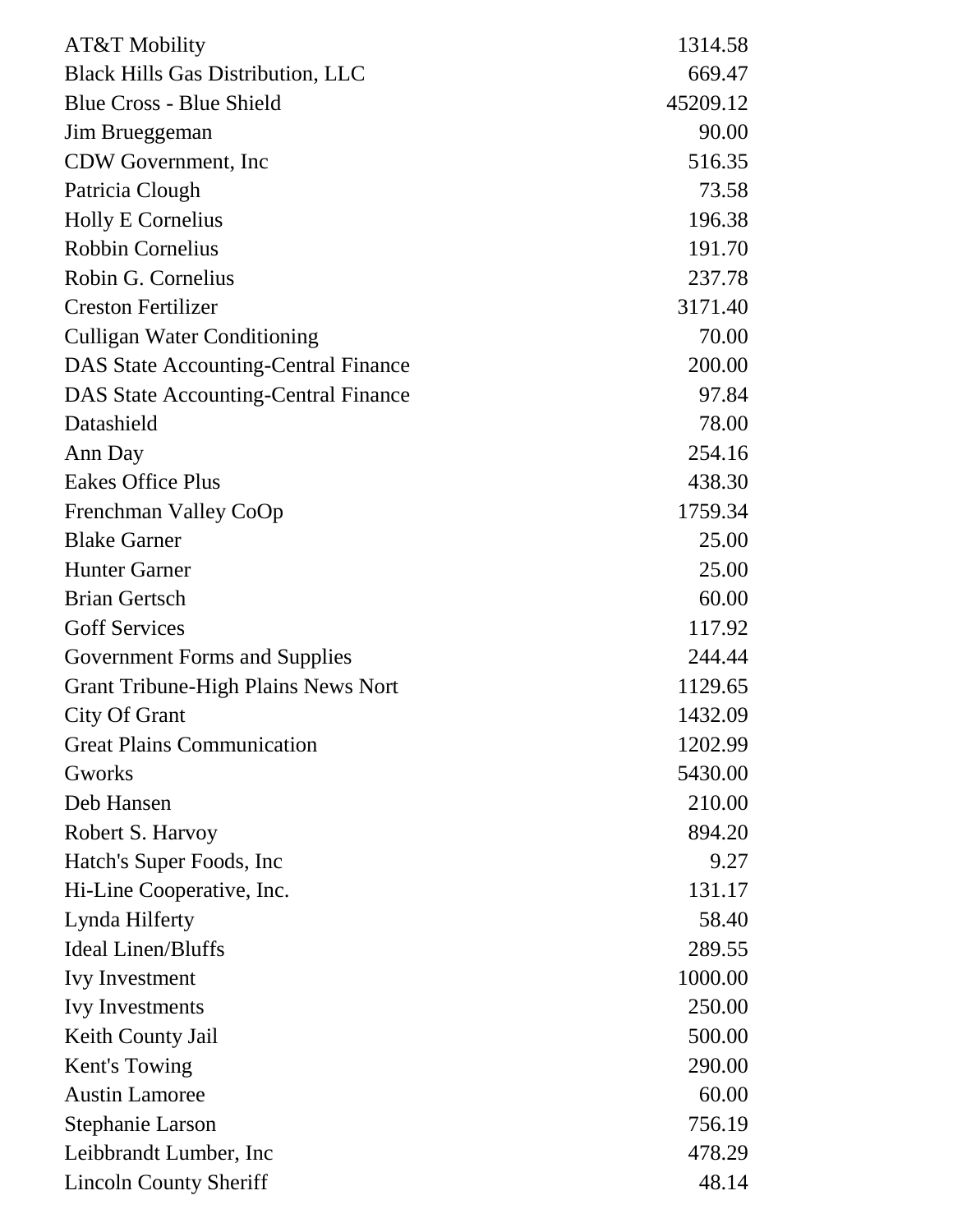| | |
|---|---|
| AT&T Mobility | 1314.58 |
| Black Hills Gas Distribution, LLC | 669.47 |
| Blue Cross - Blue Shield | 45209.12 |
| Jim Brueggeman | 90.00 |
| CDW Government, Inc | 516.35 |
| Patricia Clough | 73.58 |
| Holly E Cornelius | 196.38 |
| Robbin Cornelius | 191.70 |
| Robin G. Cornelius | 237.78 |
| Creston Fertilizer | 3171.40 |
| Culligan Water Conditioning | 70.00 |
| DAS State Accounting-Central Finance | 200.00 |
| DAS State Accounting-Central Finance | 97.84 |
| Datashield | 78.00 |
| Ann Day | 254.16 |
| Eakes Office Plus | 438.30 |
| Frenchman Valley CoOp | 1759.34 |
| Blake Garner | 25.00 |
| Hunter Garner | 25.00 |
| Brian Gertsch | 60.00 |
| Goff Services | 117.92 |
| Government Forms and Supplies | 244.44 |
| Grant Tribune-High Plains News Nort | 1129.65 |
| City Of Grant | 1432.09 |
| Great Plains Communication | 1202.99 |
| Gworks | 5430.00 |
| Deb Hansen | 210.00 |
| Robert S. Harvoy | 894.20 |
| Hatch's Super Foods, Inc | 9.27 |
| Hi-Line Cooperative, Inc. | 131.17 |
| Lynda Hilferty | 58.40 |
| Ideal Linen/Bluffs | 289.55 |
| Ivy Investment | 1000.00 |
| Ivy Investments | 250.00 |
| Keith County Jail | 500.00 |
| Kent's Towing | 290.00 |
| Austin Lamoree | 60.00 |
| Stephanie Larson | 756.19 |
| Leibbrandt Lumber, Inc | 478.29 |
| Lincoln County Sheriff | 48.14 |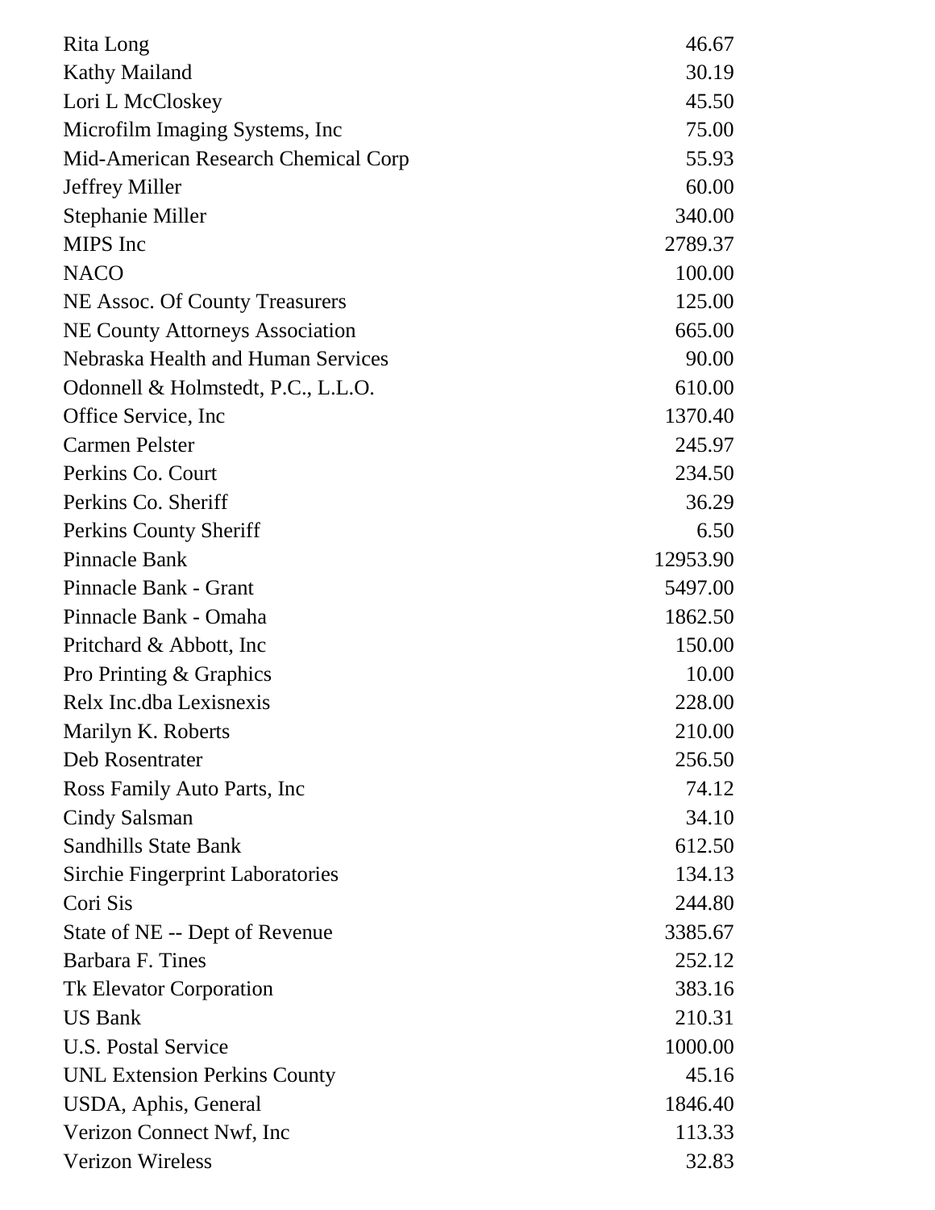| | |
|---|---|
| Rita Long | 46.67 |
| Kathy Mailand | 30.19 |
| Lori L McCloskey | 45.50 |
| Microfilm Imaging Systems, Inc | 75.00 |
| Mid-American Research Chemical Corp | 55.93 |
| Jeffrey Miller | 60.00 |
| Stephanie Miller | 340.00 |
| MIPS Inc | 2789.37 |
| NACO | 100.00 |
| NE Assoc. Of County Treasurers | 125.00 |
| NE County Attorneys Association | 665.00 |
| Nebraska Health and Human Services | 90.00 |
| Odonnell & Holmstedt, P.C., L.L.O. | 610.00 |
| Office Service, Inc | 1370.40 |
| Carmen Pelster | 245.97 |
| Perkins Co. Court | 234.50 |
| Perkins Co. Sheriff | 36.29 |
| Perkins County Sheriff | 6.50 |
| Pinnacle Bank | 12953.90 |
| Pinnacle Bank - Grant | 5497.00 |
| Pinnacle Bank - Omaha | 1862.50 |
| Pritchard & Abbott, Inc | 150.00 |
| Pro Printing & Graphics | 10.00 |
| Relx Inc.dba Lexisnexis | 228.00 |
| Marilyn K. Roberts | 210.00 |
| Deb Rosentrater | 256.50 |
| Ross Family Auto Parts, Inc | 74.12 |
| Cindy Salsman | 34.10 |
| Sandhills State Bank | 612.50 |
| Sirchie Fingerprint Laboratories | 134.13 |
| Cori Sis | 244.80 |
| State of NE -- Dept of Revenue | 3385.67 |
| Barbara F. Tines | 252.12 |
| Tk Elevator Corporation | 383.16 |
| US Bank | 210.31 |
| U.S. Postal Service | 1000.00 |
| UNL Extension Perkins County | 45.16 |
| USDA, Aphis, General | 1846.40 |
| Verizon Connect Nwf, Inc | 113.33 |
| Verizon Wireless | 32.83 |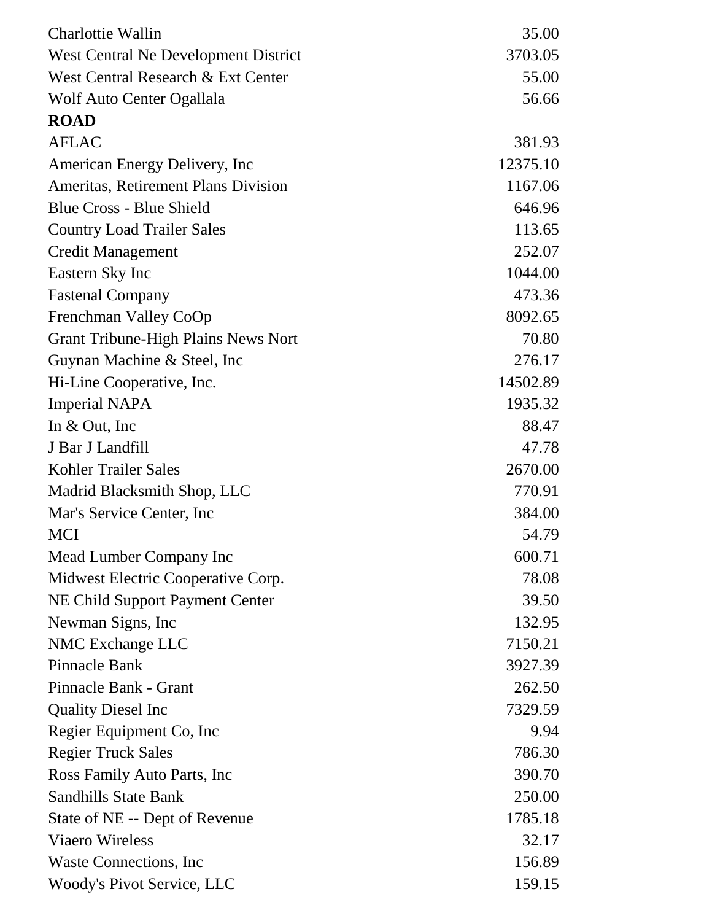| | |
|---|---|
| Charlottie Wallin | 35.00 |
| West Central Ne Development District | 3703.05 |
| West Central Research & Ext Center | 55.00 |
| Wolf Auto Center Ogallala | 56.66 |
| **ROAD** | |
| AFLAC | 381.93 |
| American Energy Delivery, Inc | 12375.10 |
| Ameritas, Retirement Plans Division | 1167.06 |
| Blue Cross - Blue Shield | 646.96 |
| Country Load Trailer Sales | 113.65 |
| Credit Management | 252.07 |
| Eastern Sky Inc | 1044.00 |
| Fastenal Company | 473.36 |
| Frenchman Valley CoOp | 8092.65 |
| Grant Tribune-High Plains News Nort | 70.80 |
| Guynan Machine & Steel, Inc | 276.17 |
| Hi-Line Cooperative, Inc. | 14502.89 |
| Imperial NAPA | 1935.32 |
| In & Out, Inc | 88.47 |
| J Bar J Landfill | 47.78 |
| Kohler Trailer Sales | 2670.00 |
| Madrid Blacksmith Shop, LLC | 770.91 |
| Mar's Service Center, Inc | 384.00 |
| MCI | 54.79 |
| Mead Lumber Company Inc | 600.71 |
| Midwest Electric Cooperative Corp. | 78.08 |
| NE Child Support Payment Center | 39.50 |
| Newman Signs, Inc | 132.95 |
| NMC Exchange LLC | 7150.21 |
| Pinnacle Bank | 3927.39 |
| Pinnacle Bank - Grant | 262.50 |
| Quality Diesel Inc | 7329.59 |
| Regier Equipment Co, Inc | 9.94 |
| Regier Truck Sales | 786.30 |
| Ross Family Auto Parts, Inc | 390.70 |
| Sandhills State Bank | 250.00 |
| State of NE -- Dept of Revenue | 1785.18 |
| Viaero Wireless | 32.17 |
| Waste Connections, Inc | 156.89 |
| Woody's Pivot Service, LLC | 159.15 |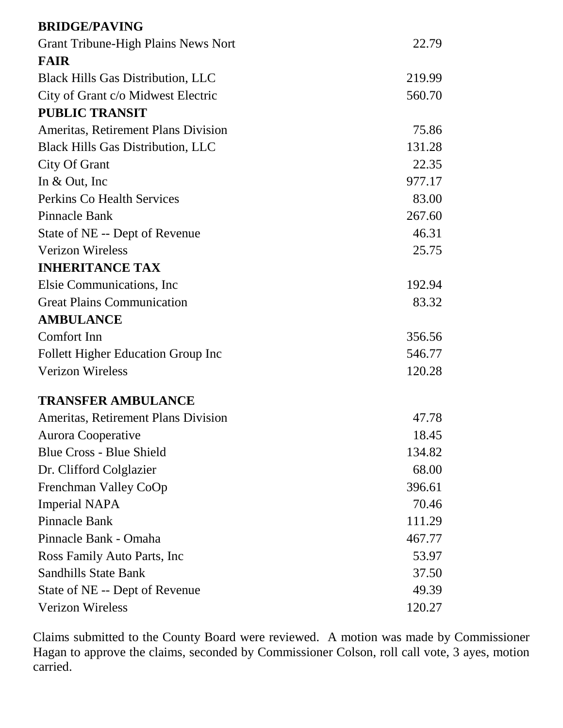**BRIDGE/PAVING**

| | |
|---|---|
| Grant Tribune-High Plains News Nort | 22.79 |

**FAIR**

| | |
|---|---|
| Black Hills Gas Distribution, LLC | 219.99 |
| City of Grant c/o Midwest Electric | 560.70 |

**PUBLIC TRANSIT**

| | |
|---|---|
| Ameritas, Retirement Plans Division | 75.86 |
| Black Hills Gas Distribution, LLC | 131.28 |
| City Of Grant | 22.35 |
| In & Out, Inc | 977.17 |
| Perkins Co Health Services | 83.00 |
| Pinnacle Bank | 267.60 |
| State of NE -- Dept of Revenue | 46.31 |
| Verizon Wireless | 25.75 |

**INHERITANCE TAX**

| | |
|---|---|
| Elsie Communications, Inc | 192.94 |
| Great Plains Communication | 83.32 |

**AMBULANCE**

| | |
|---|---|
| Comfort Inn | 356.56 |
| Follett Higher Education Group Inc | 546.77 |
| Verizon Wireless | 120.28 |

**TRANSFER AMBULANCE**

| | |
|---|---|
| Ameritas, Retirement Plans Division | 47.78 |
| Aurora Cooperative | 18.45 |
| Blue Cross - Blue Shield | 134.82 |
| Dr. Clifford Colglazier | 68.00 |
| Frenchman Valley CoOp | 396.61 |
| Imperial NAPA | 70.46 |
| Pinnacle Bank | 111.29 |
| Pinnacle Bank - Omaha | 467.77 |
| Ross Family Auto Parts, Inc | 53.97 |
| Sandhills State Bank | 37.50 |
| State of NE -- Dept of Revenue | 49.39 |
| Verizon Wireless | 120.27 |

Claims submitted to the County Board were reviewed. A motion was made by Commissioner Hagan to approve the claims, seconded by Commissioner Colson, roll call vote, 3 ayes, motion carried.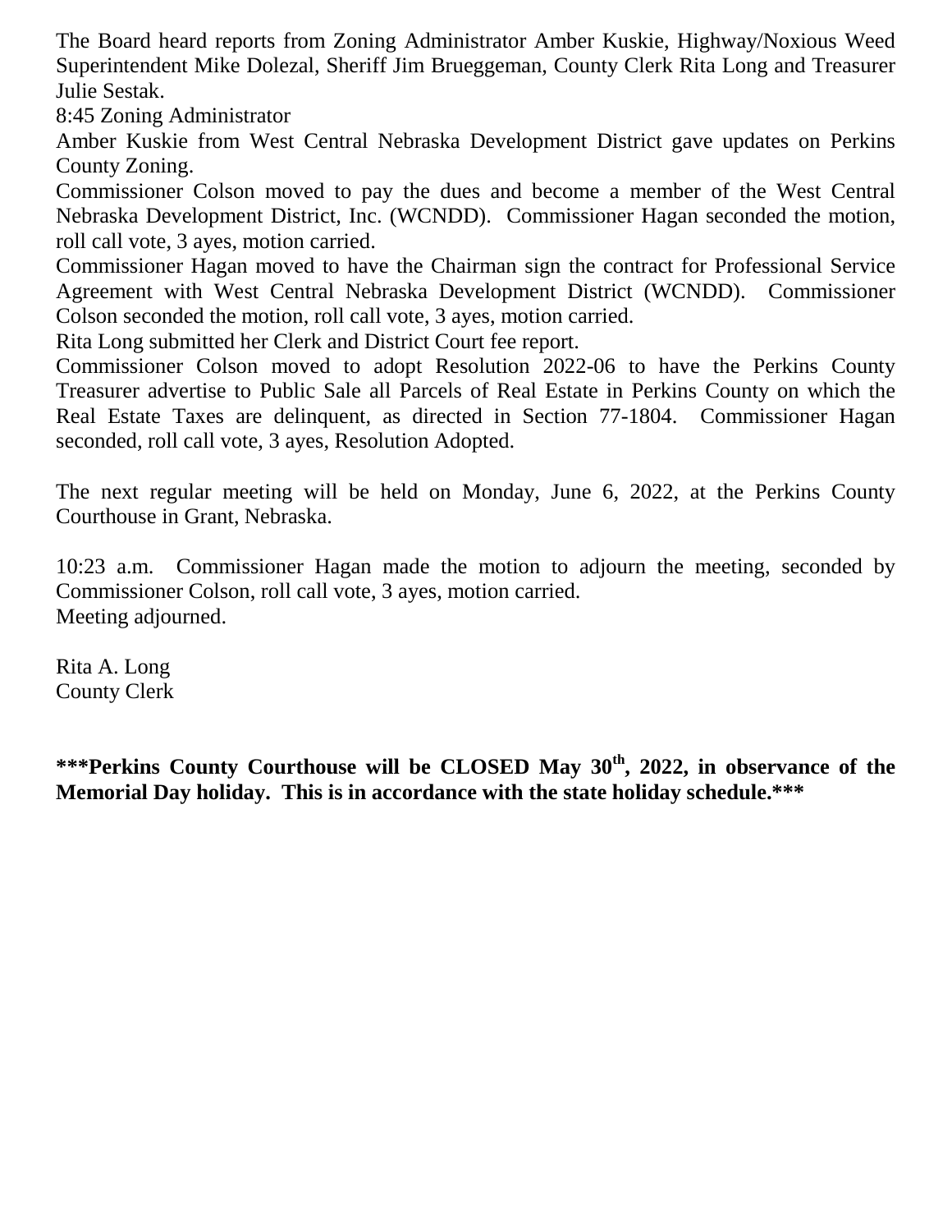The Board heard reports from Zoning Administrator Amber Kuskie, Highway/Noxious Weed Superintendent Mike Dolezal, Sheriff Jim Brueggeman, County Clerk Rita Long and Treasurer Julie Sestak.

8:45 Zoning Administrator

Amber Kuskie from West Central Nebraska Development District gave updates on Perkins County Zoning.

Commissioner Colson moved to pay the dues and become a member of the West Central Nebraska Development District, Inc. (WCNDD). Commissioner Hagan seconded the motion, roll call vote, 3 ayes, motion carried.

Commissioner Hagan moved to have the Chairman sign the contract for Professional Service Agreement with West Central Nebraska Development District (WCNDD). Commissioner Colson seconded the motion, roll call vote, 3 ayes, motion carried.

Rita Long submitted her Clerk and District Court fee report.

Commissioner Colson moved to adopt Resolution 2022-06 to have the Perkins County Treasurer advertise to Public Sale all Parcels of Real Estate in Perkins County on which the Real Estate Taxes are delinquent, as directed in Section 77-1804. Commissioner Hagan seconded, roll call vote, 3 ayes, Resolution Adopted.

The next regular meeting will be held on Monday, June 6, 2022, at the Perkins County Courthouse in Grant, Nebraska.

10:23 a.m. Commissioner Hagan made the motion to adjourn the meeting, seconded by Commissioner Colson, roll call vote, 3 ayes, motion carried.

Meeting adjourned.

Rita A. Long
County Clerk

**\*\*\*Perkins County Courthouse will be CLOSED May 30th, 2022, in observance of the Memorial Day holiday. This is in accordance with the state holiday schedule.\*\*\***